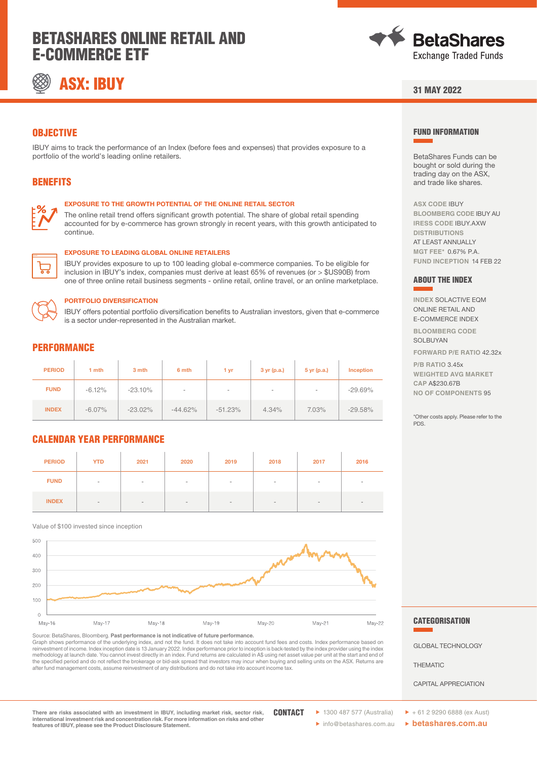# BETASHARES ONLINE RETAIL AND E-COMMERCE ETF

## ASX: IBUY

BetaShares Exchange Traded Funds

31 MAY 2022

## OBJECTIVE

IBUY aims to track the performance of an Index (before fees and expenses) that provides exposure to a portfolio of the world's leading online retailers.

## BENEFITS

### EXPOSURE TO THE GROWTH POTENTIAL OF THE ONLINE RETAIL SECTOR

The online retail trend offers significant growth potential. The share of global retail spending accounted for by e-commerce has grown strongly in recent years, with this growth anticipated to continue.

### EXPOSURE TO LEADING GLOBAL ONLINE RETAILERS

IBUY provides exposure to up to 100 leading global e-commerce companies. To be eligible for inclusion in IBUY's index, companies must derive at least 65% of revenues (or > $US90B) from one of three online retail business segments - online retail, online travel, or an online marketplace.

### PORTFOLIO DIVERSIFICATION

IBUY offers potential portfolio diversification benefits to Australian investors, given that e-commerce is a sector under-represented in the Australian market.

## PERFORMANCE

| PERIOD | 1 mth | 3 mth | 6 mth | 1 yr | 3 yr (p.a.) | 5 yr (p.a.) | Inception |
|---|---|---|---|---|---|---|---|
| FUND | -6.12% | -23.10% | - | - | - | - | -29.69% |
| INDEX | -6.07% | -23.02% | -44.62% | -51.23% | 4.34% | 7.03% | -29.58% |

## CALENDAR YEAR PERFORMANCE

| PERIOD | YTD | 2021 | 2020 | 2019 | 2018 | 2017 | 2016 |
|---|---|---|---|---|---|---|---|
| FUND | - | - | - | - | - | - | - |
| INDEX | - | - | - | - | - | - | - |

Value of $100 invested since inception

Source: BetaShares, Bloomberg. **Past performance is not indicative of future performance.**
Graph shows performance of the underlying index, and not the fund. It does not take into account fund fees and costs. Index performance based on reinvestment of income. Index inception date is 13 January 2022. Index performance prior to inception is back-tested by the index provider using the index methodology at launch date. You cannot invest directly in an index. Fund returns are calculated in A$ using net asset value per unit at the start and end of the specified period and do not reflect the brokerage or bid-ask spread that investors may incur when buying and selling units on the ASX. Returns are after fund management costs, assume reinvestment of any distributions and do not take into account income tax.

## FUND INFORMATION

BetaShares Funds can be bought or sold during the trading day on the ASX, and trade like shares.

**ASX CODE** IBUY
**BLOOMBERG CODE** IBUY AU
**IRESS CODE** IBUY.AXW
**DISTRIBUTIONS** AT LEAST ANNUALLY
**MGT FEE*** 0.67% P.A.
**FUND INCEPTION** 14 FEB 22

## ABOUT THE INDEX

**INDEX** SOLACTIVE EQM ONLINE RETAIL AND E-COMMERCE INDEX
**BLOOMBERG CODE** SOLBUYAN
**FORWARD P/E RATIO** 42.32x
**P/B RATIO** 3.45x
**WEIGHTED AVG MARKET CAP** A$230.67B
**NO OF COMPONENTS** 95

*Other costs apply. Please refer to the PDS.

## CATEGORISATION

GLOBAL TECHNOLOGY

THEMATIC

CAPITAL APPRECIATION

**There are risks associated with an investment in IBUY, including market risk, sector risk, international investment risk and concentration risk. For more information on risks and other features of IBUY, please see the Product Disclosure Statement.**

**CONTACT**

- 1300 487 577 (Australia)
- info@betashares.com.au
- + 61 2 9290 6888 (ex Aust)
- betashares.com.au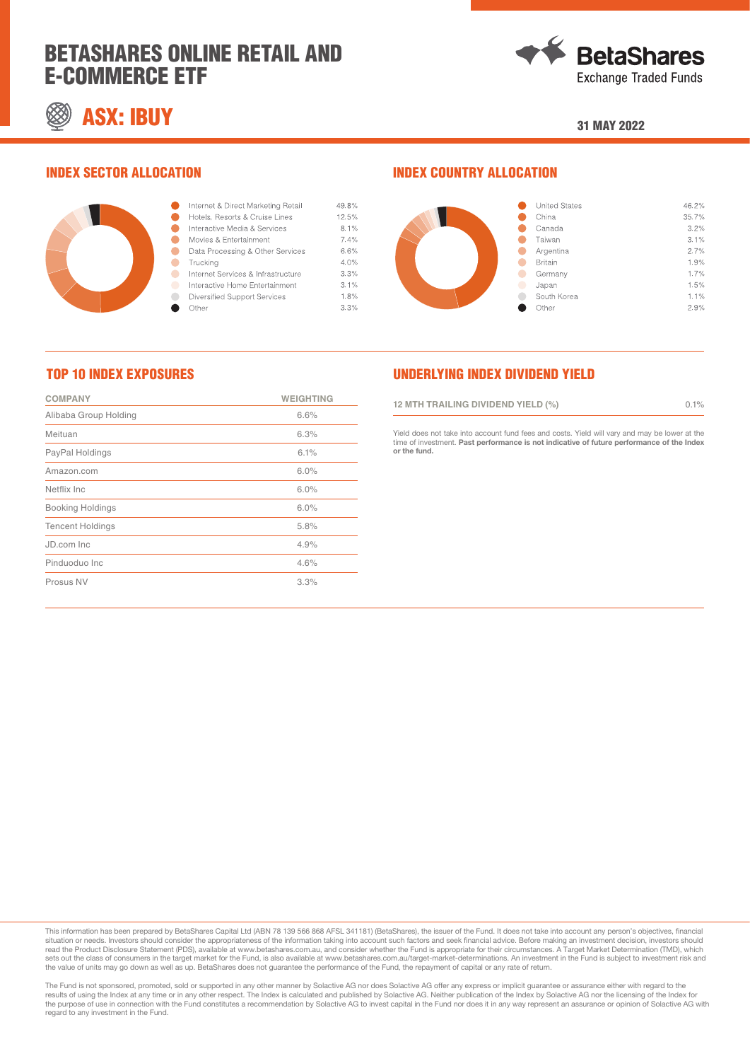# BETASHARES ONLINE RETAIL AND E-COMMERCE ETF

## ASX: IBUY

31 MAY 2022

## INDEX SECTOR ALLOCATION

Internet & Direct Marketing Retail 49.8%
Hotels, Resorts & Cruise Lines 12.5%
Interactive Media & Services 8.1%
Movies & Entertainment 7.4%
Data Processing & Other Services 6.6%
Trucking 4.0%
Internet Services & Infrastructure 3.3%
Interactive Home Entertainment 3.1%
Diversified Support Services 1.8%
Other 3.3%

## INDEX COUNTRY ALLOCATION

United States 46.2%
China 35.7%
Canada 3.2%
Taiwan 3.1%
Argentina 2.7%
Britain 1.9%
Germany 1.7%
Japan 1.5%
South Korea 1.1%
Other 2.9%

## TOP 10 INDEX EXPOSURES

| COMPANY | WEIGHTING |
|---|---|
| Alibaba Group Holding | 6.6% |
| Meituan | 6.3% |
| PayPal Holdings | 6.1% |
| Amazon.com | 6.0% |
| Netflix Inc | 6.0% |
| Booking Holdings | 6.0% |
| Tencent Holdings | 5.8% |
| JD.com Inc | 4.9% |
| Pinduoduo Inc | 4.6% |
| Prosus NV | 3.3% |

## UNDERLYING INDEX DIVIDEND YIELD

| | |
|---|---|
| 12 MTH TRAILING DIVIDEND YIELD (%) | 0.1% |

Yield does not take into account fund fees and costs. Yield will vary and may be lower at the time of investment. **Past performance is not indicative of future performance of the Index or the fund.**

This information has been prepared by BetaShares Capital Ltd (ABN 78 139 566 868 AFSL 341181) (BetaShares), the issuer of the Fund. It does not take into account any person's objectives, financial situation or needs. Investors should consider the appropriateness of the information taking into account such factors and seek financial advice. Before making an investment decision, investors should read the Product Disclosure Statement (PDS), available at www.betashares.com.au, and consider whether the Fund is appropriate for their circumstances. A Target Market Determination (TMD), which sets out the class of consumers in the target market for the Fund, is also available at www.betashares.com.au/target-market-determinations. An investment in the Fund is subject to investment risk and the value of units may go down as well as up. BetaShares does not guarantee the performance of the Fund, the repayment of capital or any rate of return.

The Fund is not sponsored, promoted, sold or supported in any other manner by Solactive AG nor does Solactive AG offer any express or implicit guarantee or assurance either with regard to the results of using the Index at any time or in any other respect. The Index is calculated and published by Solactive AG. Neither publication of the Index by Solactive AG nor the licensing of the Index for the purpose of use in connection with the Fund constitutes a recommendation by Solactive AG to invest capital in the Fund nor does it in any way represent an assurance or opinion of Solactive AG with regard to any investment in the Fund.